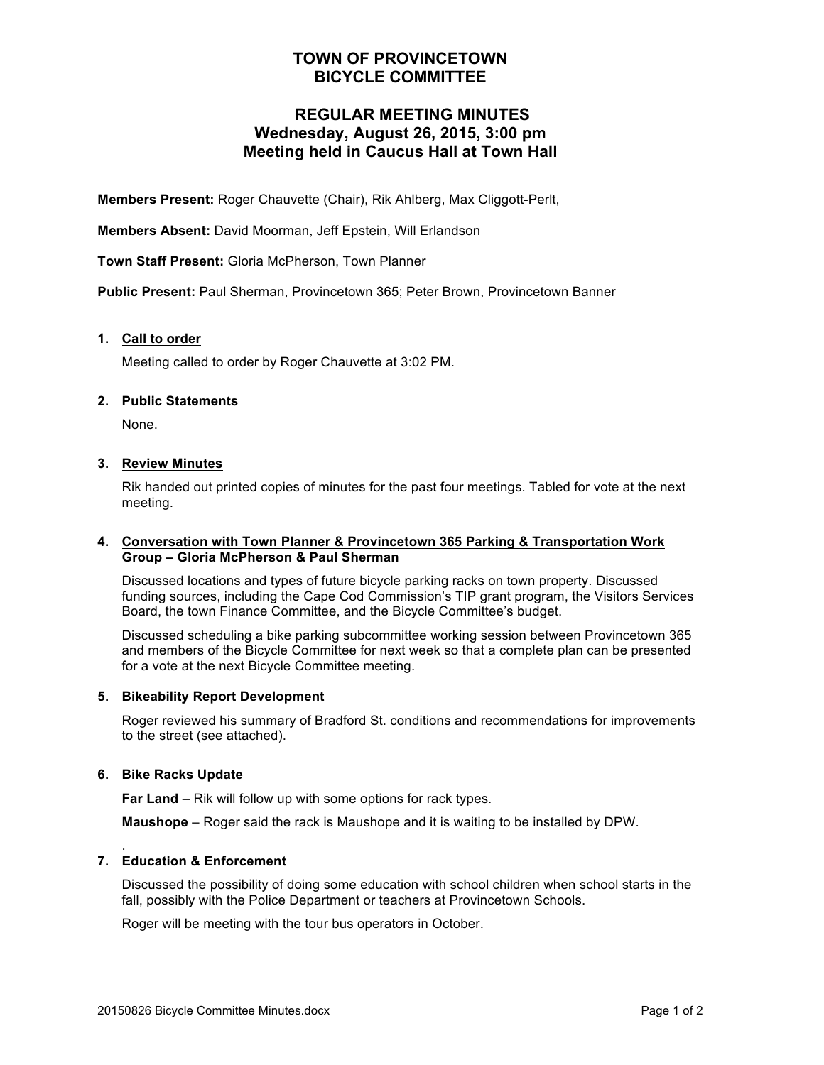# TOWN OF PROVINCETOWN
# BICYCLE COMMITTEE

## REGULAR MEETING MINUTES
## Wednesday, August 26, 2015, 3:00 pm
## Meeting held in Caucus Hall at Town Hall

**Members Present:** Roger Chauvette (Chair), Rik Ahlberg, Max Cliggott-Perlt,

**Members Absent:** David Moorman, Jeff Epstein, Will Erlandson

**Town Staff Present:** Gloria McPherson, Town Planner

**Public Present:** Paul Sherman, Provincetown 365; Peter Brown, Provincetown Banner

1. **Call to order**

   Meeting called to order by Roger Chauvette at 3:02 PM.

2. **Public Statements**

   None.

3. **Review Minutes**

   Rik handed out printed copies of minutes for the past four meetings. Tabled for vote at the next meeting.

4. **Conversation with Town Planner & Provincetown 365 Parking & Transportation Work Group – Gloria McPherson & Paul Sherman**

   Discussed locations and types of future bicycle parking racks on town property. Discussed funding sources, including the Cape Cod Commission's TIP grant program, the Visitors Services Board, the town Finance Committee, and the Bicycle Committee's budget.

   Discussed scheduling a bike parking subcommittee working session between Provincetown 365 and members of the Bicycle Committee for next week so that a complete plan can be presented for a vote at the next Bicycle Committee meeting.

5. **Bikeability Report Development**

   Roger reviewed his summary of Bradford St. conditions and recommendations for improvements to the street (see attached).

6. **Bike Racks Update**

   **Far Land** – Rik will follow up with some options for rack types.

   **Maushope** – Roger said the rack is Maushope and it is waiting to be installed by DPW.

   .

7. **Education & Enforcement**

   Discussed the possibility of doing some education with school children when school starts in the fall, possibly with the Police Department or teachers at Provincetown Schools.

   Roger will be meeting with the tour bus operators in October.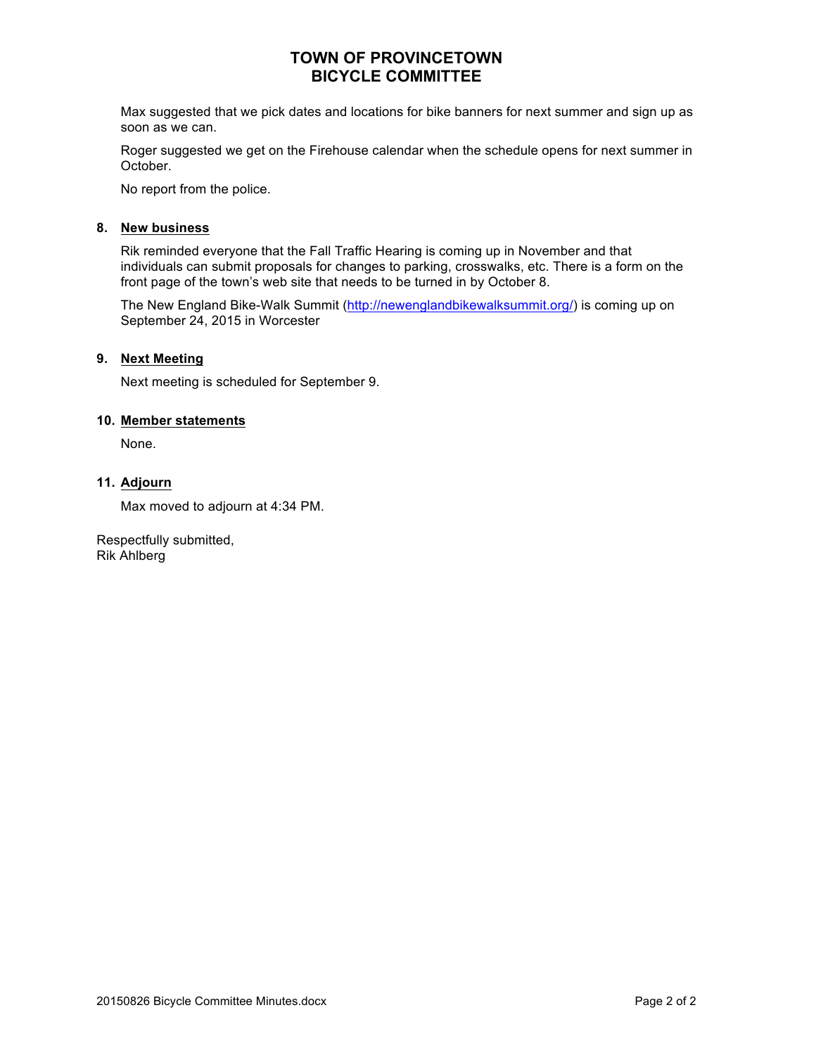# TOWN OF PROVINCETOWN
# BICYCLE COMMITTEE

Max suggested that we pick dates and locations for bike banners for next summer and sign up as soon as we can.

Roger suggested we get on the Firehouse calendar when the schedule opens for next summer in October.

No report from the police.

**8. New business**

Rik reminded everyone that the Fall Traffic Hearing is coming up in November and that individuals can submit proposals for changes to parking, crosswalks, etc. There is a form on the front page of the town's web site that needs to be turned in by October 8.

The New England Bike-Walk Summit (http://newenglandbikewalksummit.org/) is coming up on September 24, 2015 in Worcester

**9. Next Meeting**

Next meeting is scheduled for September 9.

**10. Member statements**

None.

**11. Adjourn**

Max moved to adjourn at 4:34 PM.

Respectfully submitted,
Rik Ahlberg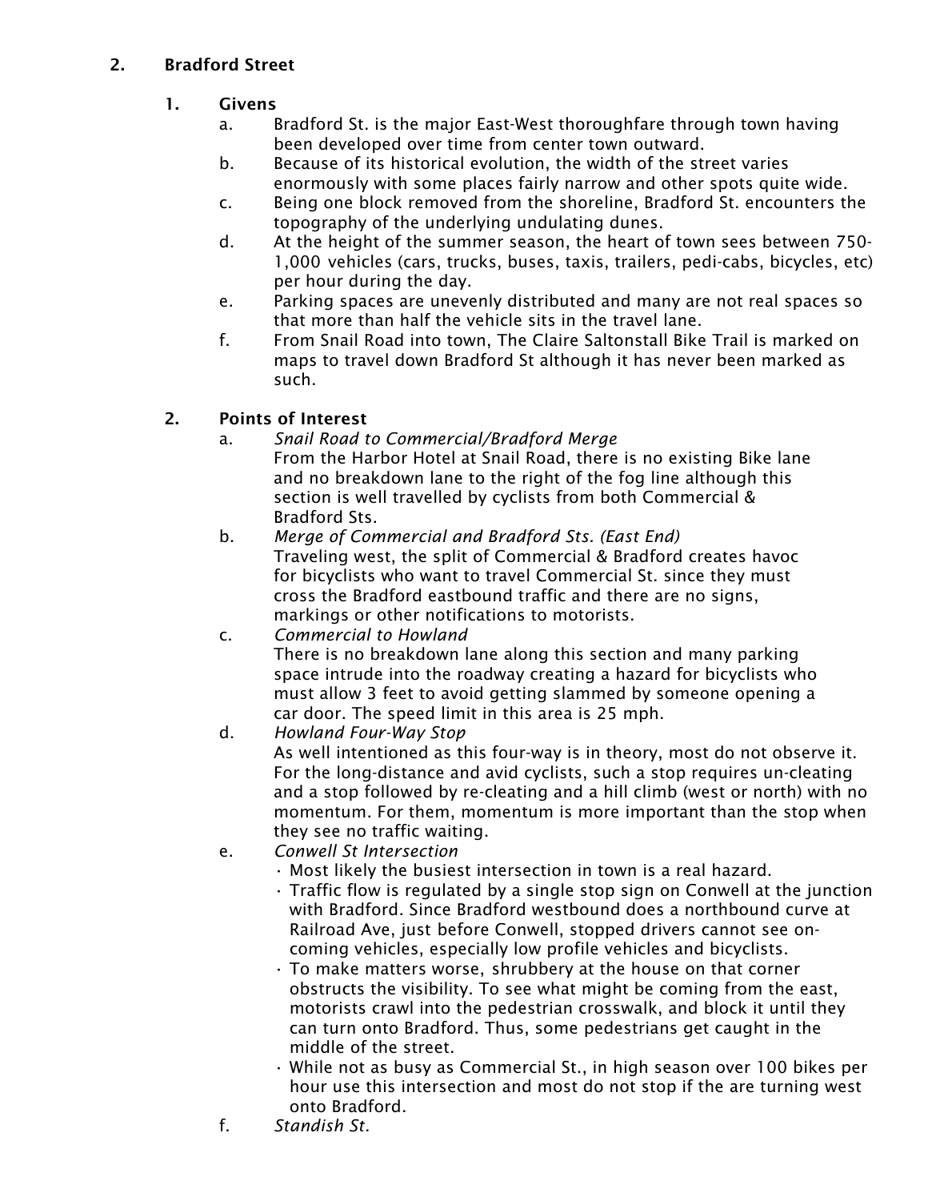## 2. Bradford Street

### 1. Givens

a. Bradford St. is the major East-West thoroughfare through town having been developed over time from center town outward.

b. Because of its historical evolution, the width of the street varies enormously with some places fairly narrow and other spots quite wide.

c. Being one block removed from the shoreline, Bradford St. encounters the topography of the underlying undulating dunes.

d. At the height of the summer season, the heart of town sees between 750-1,000 vehicles (cars, trucks, buses, taxis, trailers, pedi-cabs, bicycles, etc) per hour during the day.

e. Parking spaces are unevenly distributed and many are not real spaces so that more than half the vehicle sits in the travel lane.

f. From Snail Road into town, The Claire Saltonstall Bike Trail is marked on maps to travel down Bradford St although it has never been marked as such.

### 2. Points of Interest

a. *Snail Road to Commercial/Bradford Merge*
From the Harbor Hotel at Snail Road, there is no existing Bike lane and no breakdown lane to the right of the fog line although this section is well travelled by cyclists from both Commercial & Bradford Sts.

b. *Merge of Commercial and Bradford Sts. (East End)*
Traveling west, the split of Commercial & Bradford creates havoc for bicyclists who want to travel Commercial St. since they must cross the Bradford eastbound traffic and there are no signs, markings or other notifications to motorists.

c. *Commercial to Howland*
There is no breakdown lane along this section and many parking space intrude into the roadway creating a hazard for bicyclists who must allow 3 feet to avoid getting slammed by someone opening a car door. The speed limit in this area is 25 mph.

d. *Howland Four-Way Stop*
As well intentioned as this four-way is in theory, most do not observe it. For the long-distance and avid cyclists, such a stop requires un-cleating and a stop followed by re-cleating and a hill climb (west or north) with no momentum. For them, momentum is more important than the stop when they see no traffic waiting.

e. *Conwell St Intersection*
- Most likely the busiest intersection in town is a real hazard.
- Traffic flow is regulated by a single stop sign on Conwell at the junction with Bradford. Since Bradford westbound does a northbound curve at Railroad Ave, just before Conwell, stopped drivers cannot see on-coming vehicles, especially low profile vehicles and bicyclists.
- To make matters worse, shrubbery at the house on that corner obstructs the visibility. To see what might be coming from the east, motorists crawl into the pedestrian crosswalk, and block it until they can turn onto Bradford. Thus, some pedestrians get caught in the middle of the street.
- While not as busy as Commercial St., in high season over 100 bikes per hour use this intersection and most do not stop if the are turning west onto Bradford.

f. *Standish St.*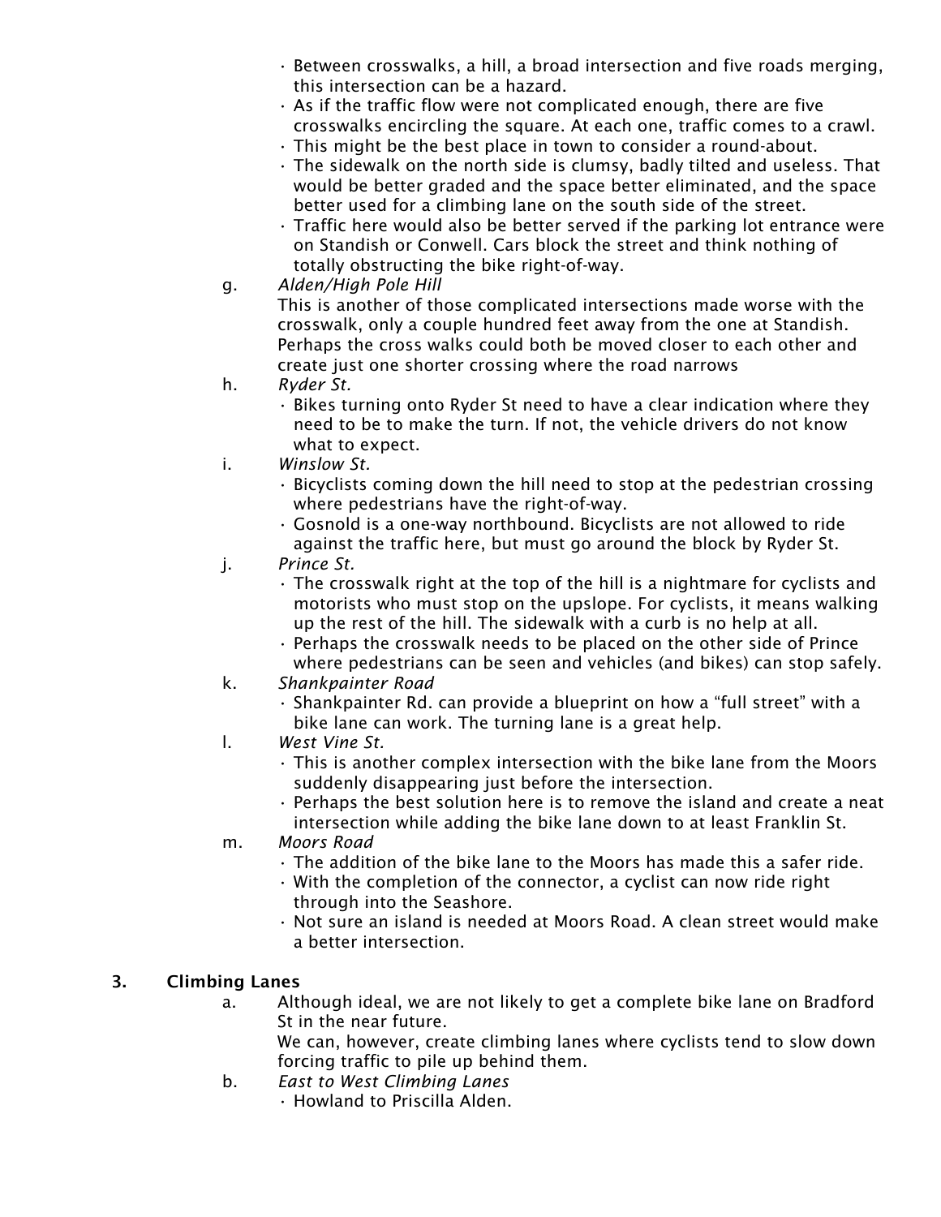- Between crosswalks, a hill, a broad intersection and five roads merging, this intersection can be a hazard.
- As if the traffic flow were not complicated enough, there are five crosswalks encircling the square. At each one, traffic comes to a crawl.
- This might be the best place in town to consider a round-about.
- The sidewalk on the north side is clumsy, badly tilted and useless. That would be better graded and the space better eliminated, and the space better used for a climbing lane on the south side of the street.
- Traffic here would also be better served if the parking lot entrance were on Standish or Conwell. Cars block the street and think nothing of totally obstructing the bike right-of-way.

g. *Alden/High Pole Hill*

This is another of those complicated intersections made worse with the crosswalk, only a couple hundred feet away from the one at Standish. Perhaps the cross walks could both be moved closer to each other and create just one shorter crossing where the road narrows

h. *Ryder St.*

- Bikes turning onto Ryder St need to have a clear indication where they need to be to make the turn. If not, the vehicle drivers do not know what to expect.

i. *Winslow St.*

- Bicyclists coming down the hill need to stop at the pedestrian crossing where pedestrians have the right-of-way.
- Gosnold is a one-way northbound. Bicyclists are not allowed to ride against the traffic here, but must go around the block by Ryder St.

j. *Prince St.*

- The crosswalk right at the top of the hill is a nightmare for cyclists and motorists who must stop on the upslope. For cyclists, it means walking up the rest of the hill. The sidewalk with a curb is no help at all.
- Perhaps the crosswalk needs to be placed on the other side of Prince where pedestrians can be seen and vehicles (and bikes) can stop safely.

k. *Shankpainter Road*

- Shankpainter Rd. can provide a blueprint on how a "full street" with a bike lane can work. The turning lane is a great help.

l. *West Vine St.*

- This is another complex intersection with the bike lane from the Moors suddenly disappearing just before the intersection.
- Perhaps the best solution here is to remove the island and create a neat intersection while adding the bike lane down to at least Franklin St.

m. *Moors Road*

- The addition of the bike lane to the Moors has made this a safer ride.
- With the completion of the connector, a cyclist can now ride right through into the Seashore.
- Not sure an island is needed at Moors Road. A clean street would make a better intersection.

### 3. Climbing Lanes

a. Although ideal, we are not likely to get a complete bike lane on Bradford St in the near future.

We can, however, create climbing lanes where cyclists tend to slow down forcing traffic to pile up behind them.

b. *East to West Climbing Lanes*

- Howland to Priscilla Alden.